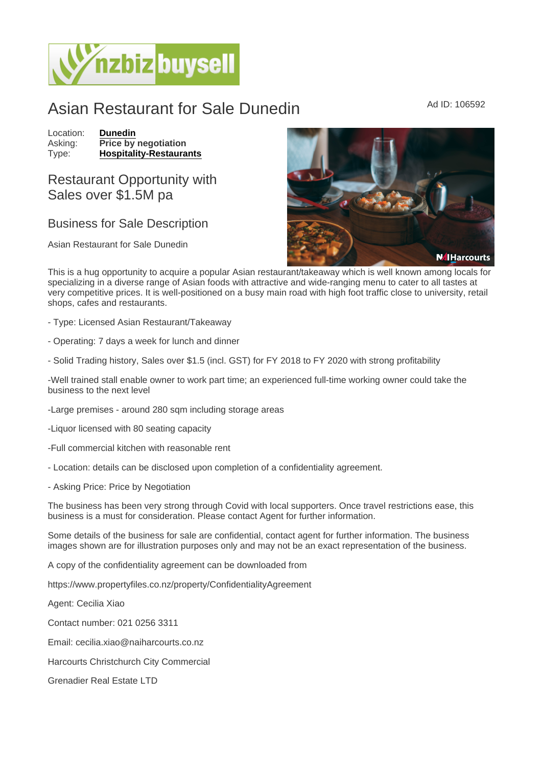# Asian Restaurant for Sale Dunedin

Ad ID: 106592

Location: **Dunedin**
Asking: **Price by negotiation**
Type: **Hospitality-Restaurants**

## Restaurant Opportunity with Sales over $1.5M pa

## Business for Sale Description

Asian Restaurant for Sale Dunedin

This is a hug opportunity to acquire a popular Asian restaurant/takeaway which is well known among locals for specializing in a diverse range of Asian foods with attractive and wide-ranging menu to cater to all tastes at very competitive prices. It is well-positioned on a busy main road with high foot traffic close to university, retail shops, cafes and restaurants.

- Type: Licensed Asian Restaurant/Takeaway

- Operating: 7 days a week for lunch and dinner

- Solid Trading history, Sales over $1.5 (incl. GST) for FY 2018 to FY 2020 with strong profitability

-Well trained stall enable owner to work part time; an experienced full-time working owner could take the business to the next level

-Large premises - around 280 sqm including storage areas

-Liquor licensed with 80 seating capacity

-Full commercial kitchen with reasonable rent

- Location: details can be disclosed upon completion of a confidentiality agreement.

- Asking Price: Price by Negotiation

The business has been very strong through Covid with local supporters. Once travel restrictions ease, this business is a must for consideration. Please contact Agent for further information.

Some details of the business for sale are confidential, contact agent for further information. The business images shown are for illustration purposes only and may not be an exact representation of the business.

A copy of the confidentiality agreement can be downloaded from

https://www.propertyfiles.co.nz/property/ConfidentialityAgreement

Agent: Cecilia Xiao

Contact number: 021 0256 3311

Email: cecilia.xiao@naiharcourts.co.nz

Harcourts Christchurch City Commercial

Grenadier Real Estate LTD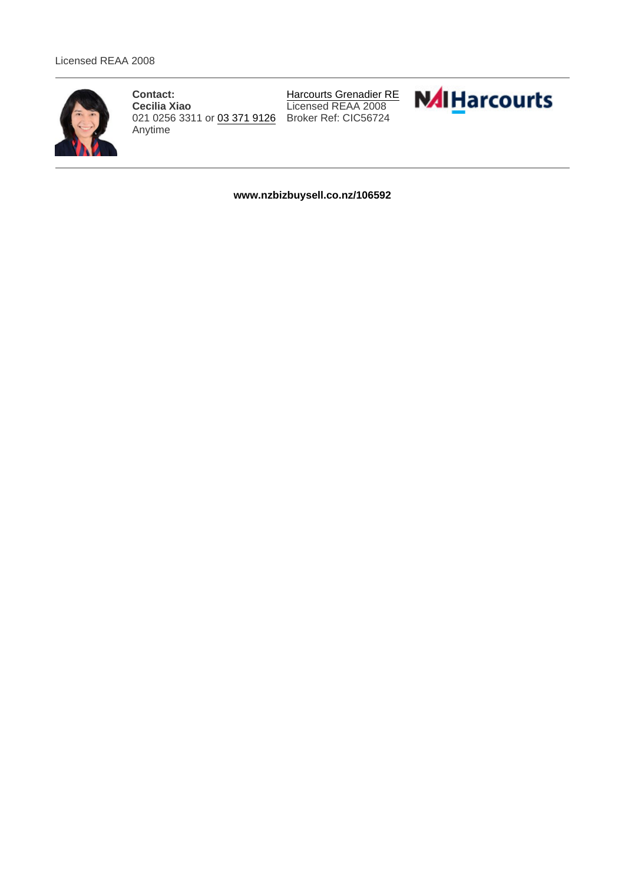Licensed REAA 2008

**Contact:**
**Cecilia Xiao**
021 0256 3311 or 03 371 9126
Anytime

Harcourts Grenadier RE
Licensed REAA 2008
Broker Ref: CIC56724

**www.nzbizbuysell.co.nz/106592**